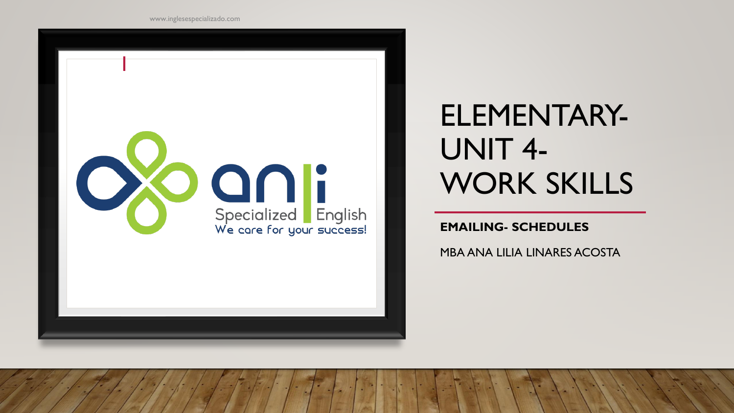# ELEMENTARY- UNIT 4- WORK SKILLS

**EMAILING- SCHEDULES**

MBA ANA LILIA LINARES ACOSTA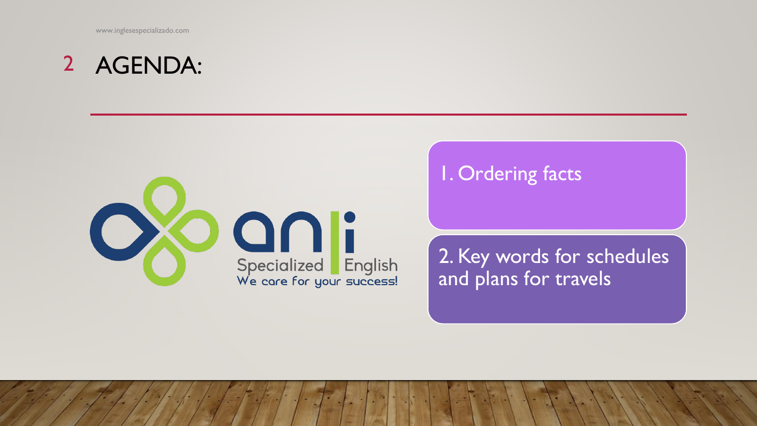# AGENDA:

1. Ordering facts
2. Key words for schedules and plans for travels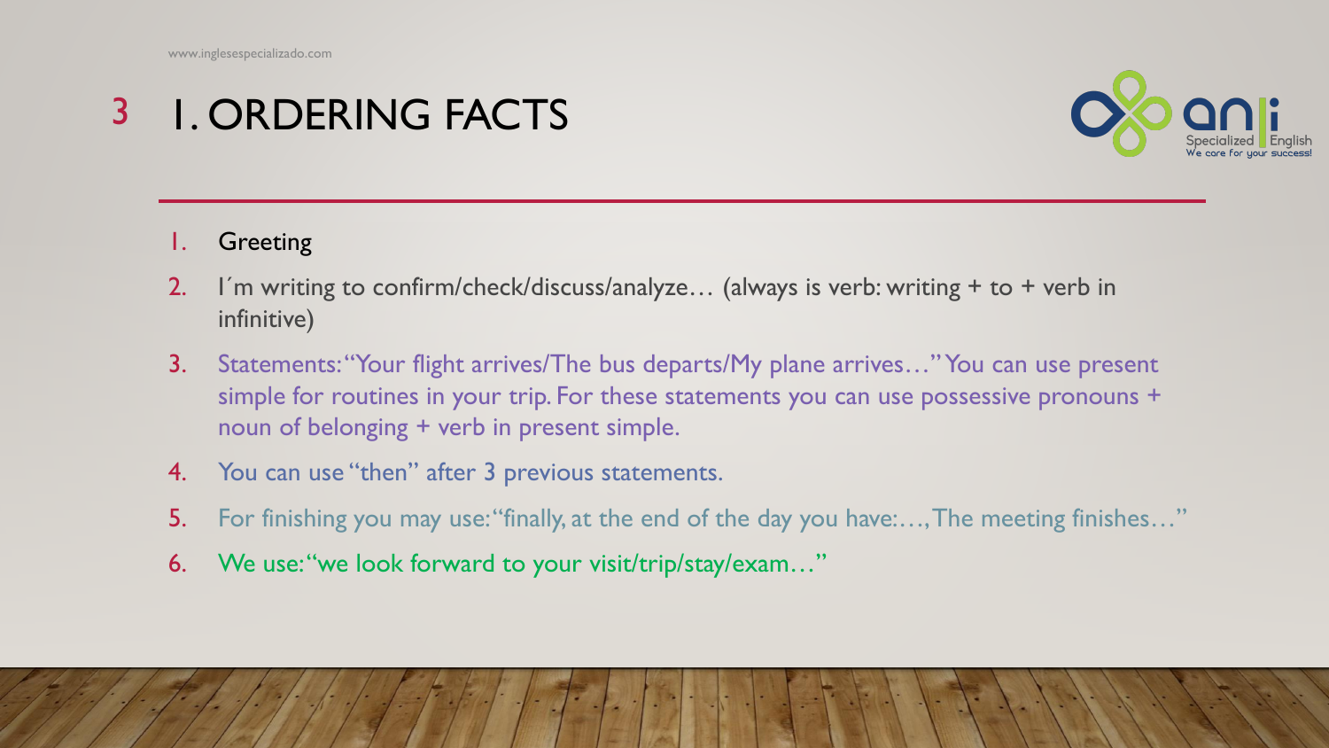# I. ORDERING FACTS

1. Greeting
2. I´m writing to confirm/check/discuss/analyze… (always is verb: writing + to + verb in infinitive)
3. Statements: "Your flight arrives/The bus departs/My plane arrives…" You can use present simple for routines in your trip. For these statements you can use possessive pronouns + noun of belonging + verb in present simple.
4. You can use "then" after 3 previous statements.
5. For finishing you may use: "finally, at the end of the day you have:…, The meeting finishes…"
6. We use: "we look forward to your visit/trip/stay/exam…"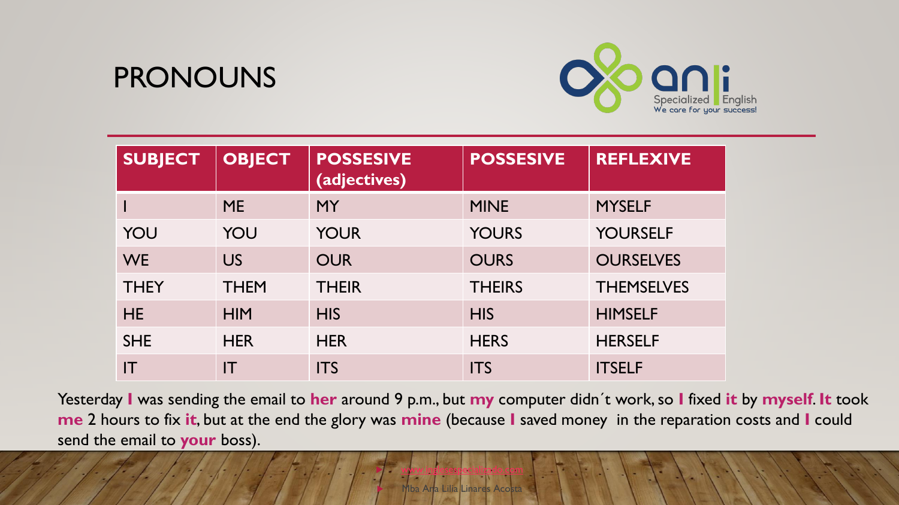# PRONOUNS

anli
Specialized English
We care for your success!

| SUBJECT | OBJECT | POSSESIVE (adjectives) | POSSESIVE | REFLEXIVE |
|---|---|---|---|---|
| I | ME | MY | MINE | MYSELF |
| YOU | YOU | YOUR | YOURS | YOURSELF |
| WE | US | OUR | OURS | OURSELVES |
| THEY | THEM | THEIR | THEIRS | THEMSELVES |
| HE | HIM | HIS | HIS | HIMSELF |
| SHE | HER | HER | HERS | HERSELF |
| IT | IT | ITS | ITS | ITSELF |

Yesterday **I** was sending the email to **her** around 9 p.m., but **my** computer didn´t work, so **I** fixed **it** by **myself**. **It** took **me** 2 hours to fix **it**, but at the end the glory was **mine** (because **I** saved money in the reparation costs and **I** could send the email to **your** boss).

- www.inglesespecializado.com
- Mba Ana Lilia Linares Acosta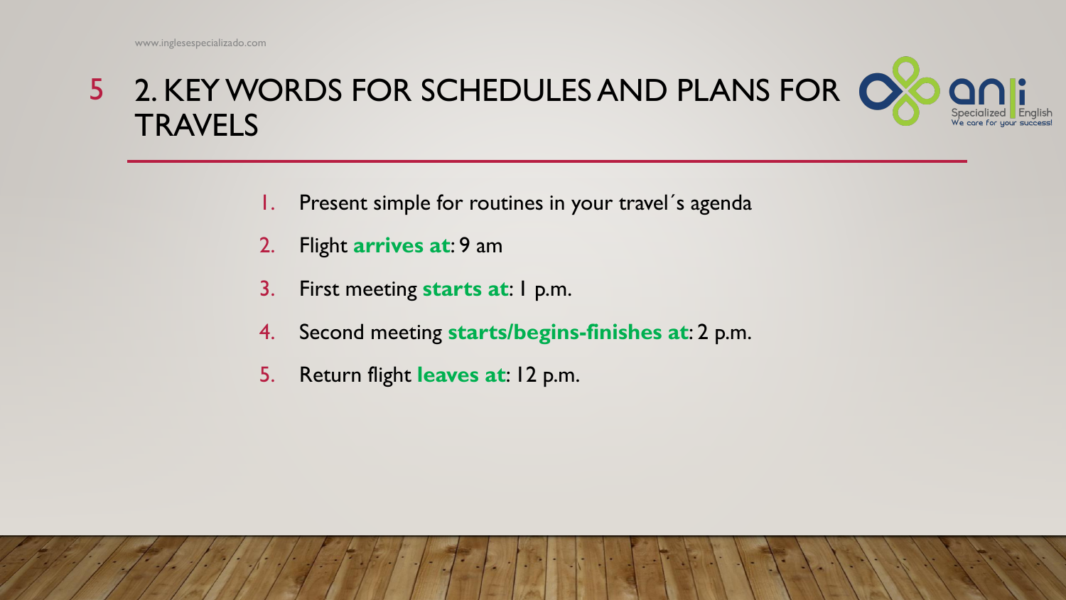# 2. KEY WORDS FOR SCHEDULES AND PLANS FOR TRAVELS

1. Present simple for routines in your travel´s agenda
2. Flight **arrives at**: 9 am
3. First meeting **starts at**: 1 p.m.
4. Second meeting **starts/begins-finishes at**: 2 p.m.
5. Return flight **leaves at**: 12 p.m.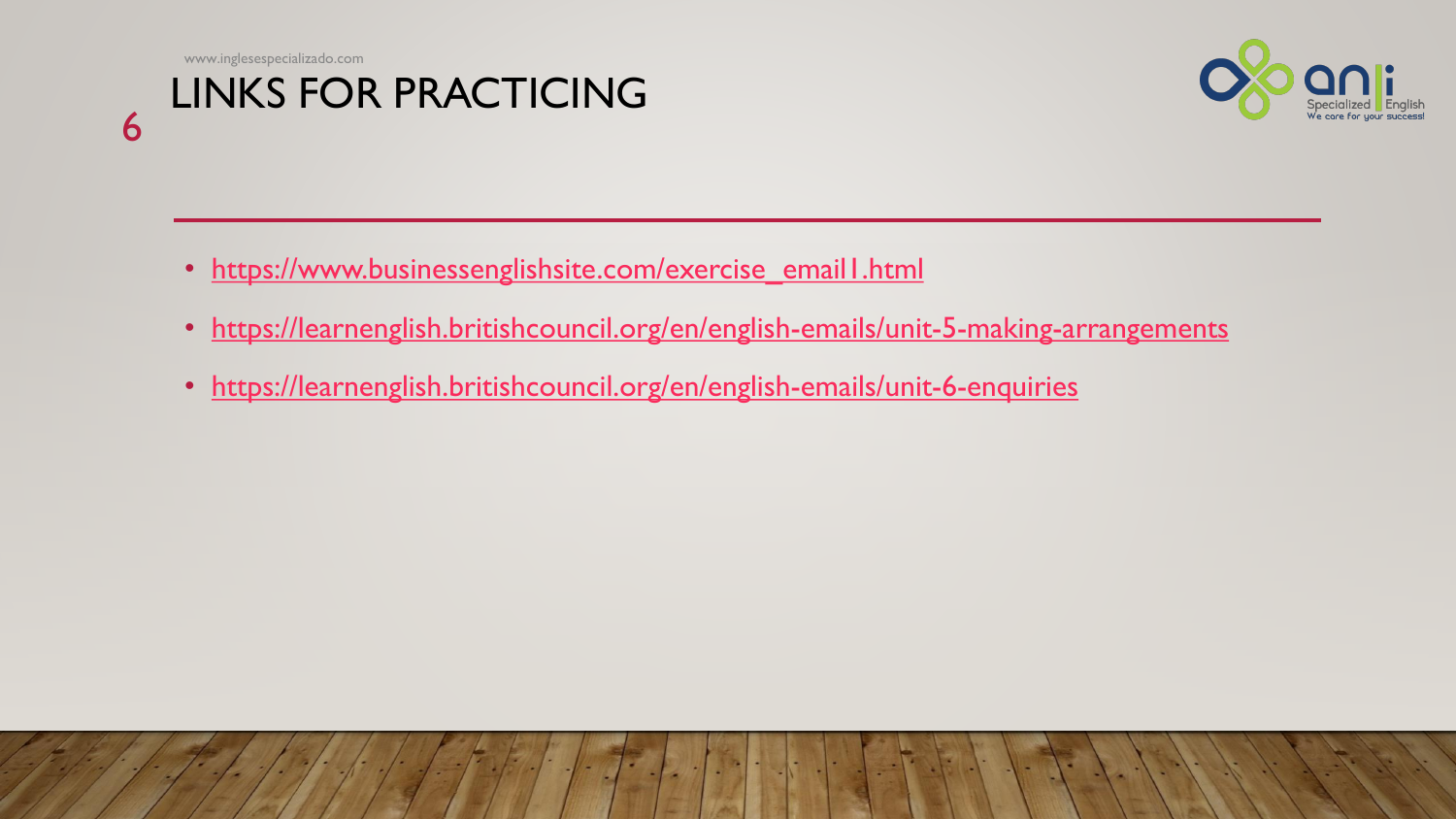# LINKS FOR PRACTICING

- https://www.businessenglishsite.com/exercise_email1.html
- https://learnenglish.britishcouncil.org/en/english-emails/unit-5-making-arrangements
- https://learnenglish.britishcouncil.org/en/english-emails/unit-6-enquiries